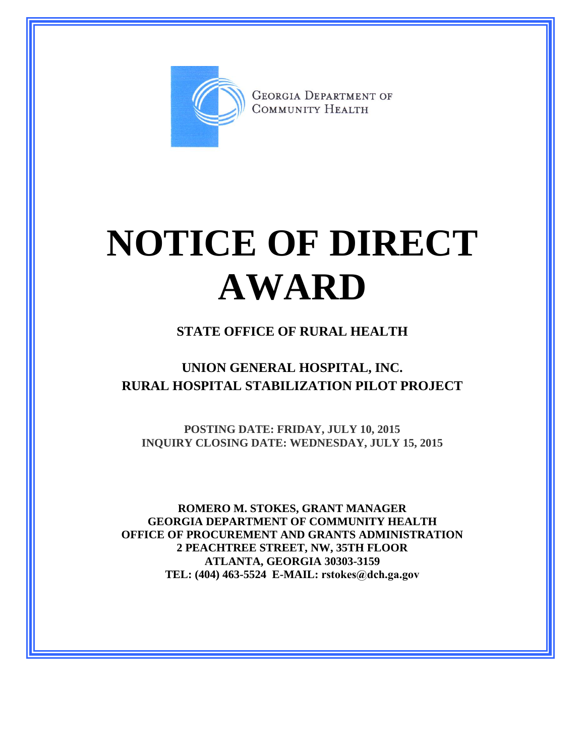GEORGIA DEPARTMENT OF COMMUNITY HEALTH

# NOTICE OF DIRECT AWARD

**STATE OFFICE OF RURAL HEALTH**

## UNION GENERAL HOSPITAL, INC.
## RURAL HOSPITAL STABILIZATION PILOT PROJECT

**POSTING DATE: FRIDAY, JULY 10, 2015**
**INQUIRY CLOSING DATE: WEDNESDAY, JULY 15, 2015**

**ROMERO M. STOKES, GRANT MANAGER**
**GEORGIA DEPARTMENT OF COMMUNITY HEALTH**
**OFFICE OF PROCUREMENT AND GRANTS ADMINISTRATION**
**2 PEACHTREE STREET, NW, 35TH FLOOR**
**ATLANTA, GEORGIA 30303-3159**
**TEL: (404) 463-5524 E-MAIL: rstokes@dch.ga.gov**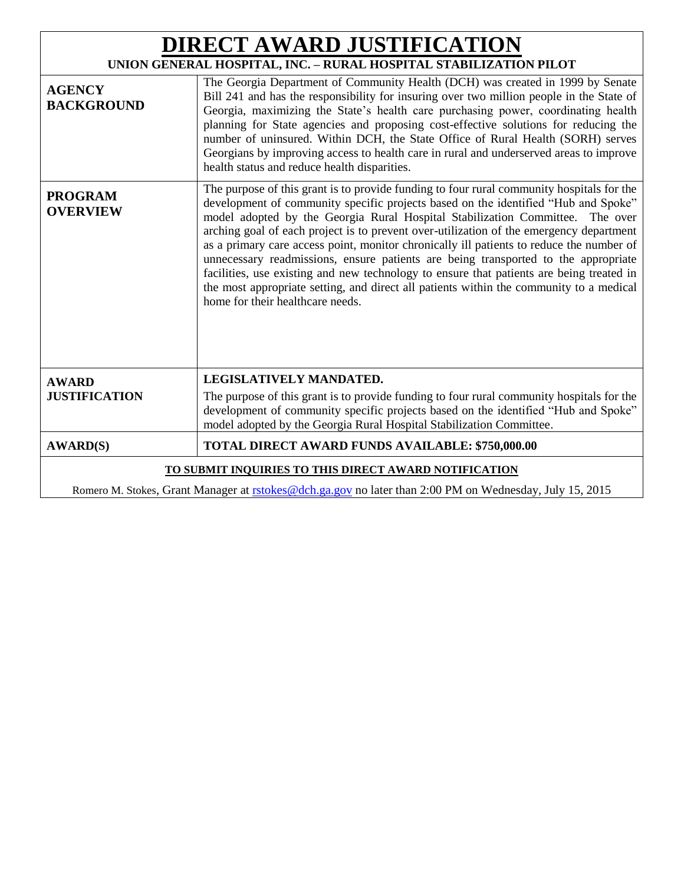# DIRECT AWARD JUSTIFICATION

## UNION GENERAL HOSPITAL, INC. – RURAL HOSPITAL STABILIZATION PILOT

| | |
|---|---|
| **AGENCY BACKGROUND** | The Georgia Department of Community Health (DCH) was created in 1999 by Senate Bill 241 and has the responsibility for insuring over two million people in the State of Georgia, maximizing the State's health care purchasing power, coordinating health planning for State agencies and proposing cost-effective solutions for reducing the number of uninsured. Within DCH, the State Office of Rural Health (SORH) serves Georgians by improving access to health care in rural and underserved areas to improve health status and reduce health disparities. |
| **PROGRAM OVERVIEW** | The purpose of this grant is to provide funding to four rural community hospitals for the development of community specific projects based on the identified "Hub and Spoke" model adopted by the Georgia Rural Hospital Stabilization Committee. The over arching goal of each project is to prevent over-utilization of the emergency department as a primary care access point, monitor chronically ill patients to reduce the number of unnecessary readmissions, ensure patients are being transported to the appropriate facilities, use existing and new technology to ensure that patients are being treated in the most appropriate setting, and direct all patients within the community to a medical home for their healthcare needs. |
| **AWARD JUSTIFICATION** | **LEGISLATIVELY MANDATED.** The purpose of this grant is to provide funding to four rural community hospitals for the development of community specific projects based on the identified "Hub and Spoke" model adopted by the Georgia Rural Hospital Stabilization Committee. |
| **AWARD(S)** | **TOTAL DIRECT AWARD FUNDS AVAILABLE: $750,000.00** |

**TO SUBMIT INQUIRIES TO THIS DIRECT AWARD NOTIFICATION**

Romero M. Stokes, Grant Manager at rstokes@dch.ga.gov no later than 2:00 PM on Wednesday, July 15, 2015